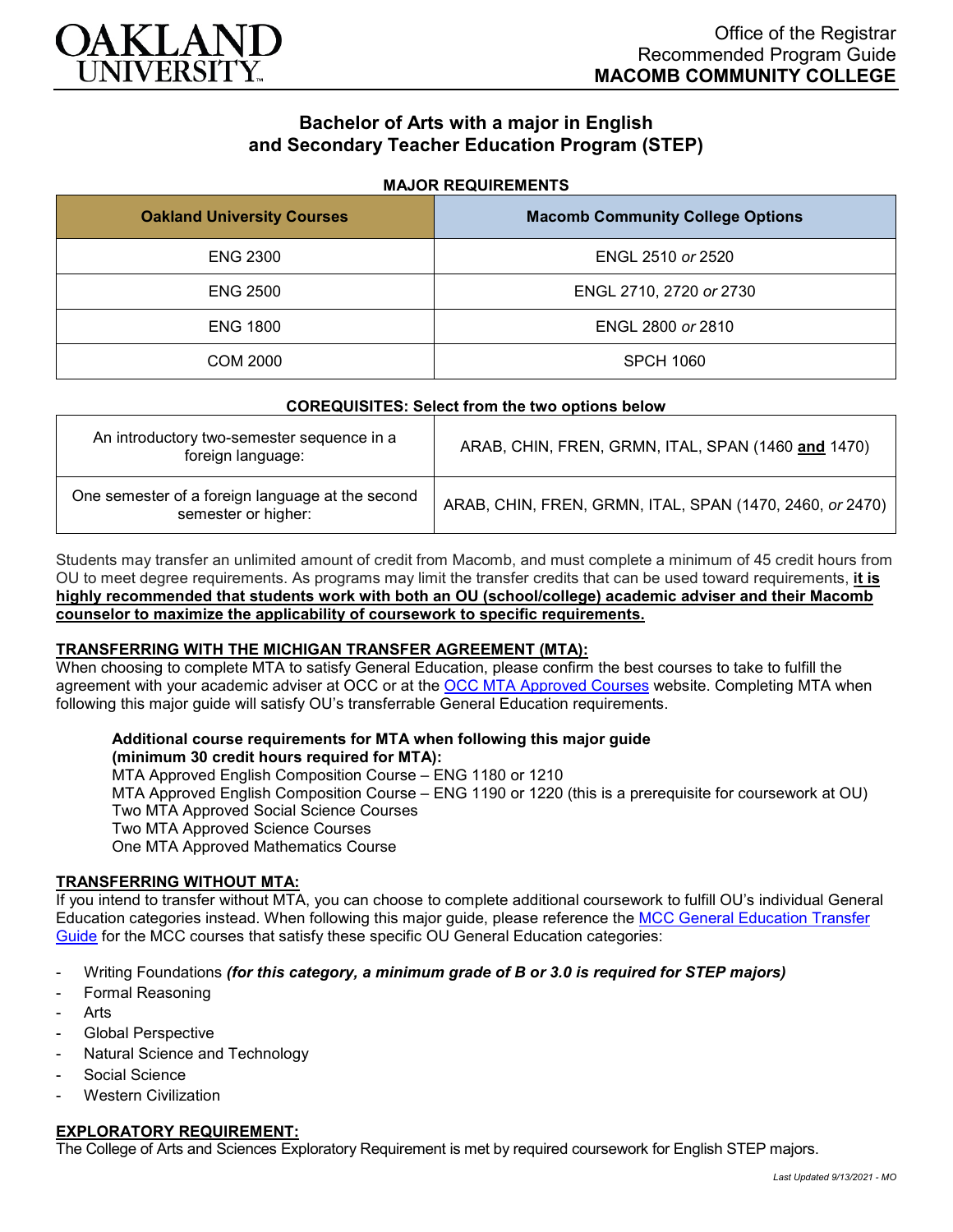OAKLAND UNIVERSITY

Office of the Registrar
Recommended Program Guide
**MACOMB COMMUNITY COLLEGE**

# Bachelor of Arts with a major in English and Secondary Teacher Education Program (STEP)

## MAJOR REQUIREMENTS

| Oakland University Courses | Macomb Community College Options |
|---|---|
| ENG 2300 | ENGL 2510 *or* 2520 |
| ENG 2500 | ENGL 2710, 2720 *or* 2730 |
| ENG 1800 | ENGL 2800 *or* 2810 |
| COM 2000 | SPCH 1060 |

## COREQUISITES: Select from the two options below

| | |
|---|---|
| An introductory two-semester sequence in a foreign language: | ARAB, CHIN, FREN, GRMN, ITAL, SPAN (1460 **and** 1470) |
| One semester of a foreign language at the second semester or higher: | ARAB, CHIN, FREN, GRMN, ITAL, SPAN (1470, 2460, *or* 2470) |

Students may transfer an unlimited amount of credit from Macomb, and must complete a minimum of 45 credit hours from OU to meet degree requirements. As programs may limit the transfer credits that can be used toward requirements, **it is highly recommended that students work with both an OU (school/college) academic adviser and their Macomb counselor to maximize the applicability of coursework to specific requirements.**

### TRANSFERRING WITH THE MICHIGAN TRANSFER AGREEMENT (MTA):

When choosing to complete MTA to satisfy General Education, please confirm the best courses to take to fulfill the agreement with your academic adviser at OCC or at the OCC MTA Approved Courses website. Completing MTA when following this major guide will satisfy OU's transferrable General Education requirements.

**Additional course requirements for MTA when following this major guide (minimum 30 credit hours required for MTA):**
MTA Approved English Composition Course – ENG 1180 or 1210
MTA Approved English Composition Course – ENG 1190 or 1220 (this is a prerequisite for coursework at OU)
Two MTA Approved Social Science Courses
Two MTA Approved Science Courses
One MTA Approved Mathematics Course

### TRANSFERRING WITHOUT MTA:

If you intend to transfer without MTA, you can choose to complete additional coursework to fulfill OU's individual General Education categories instead. When following this major guide, please reference the MCC General Education Transfer Guide for the MCC courses that satisfy these specific OU General Education categories:

- Writing Foundations ***(for this category, a minimum grade of B or 3.0 is required for STEP majors)***
- Formal Reasoning
- Arts
- Global Perspective
- Natural Science and Technology
- Social Science
- Western Civilization

### EXPLORATORY REQUIREMENT:

The College of Arts and Sciences Exploratory Requirement is met by required coursework for English STEP majors.

*Last Updated 9/13/2021 - MO*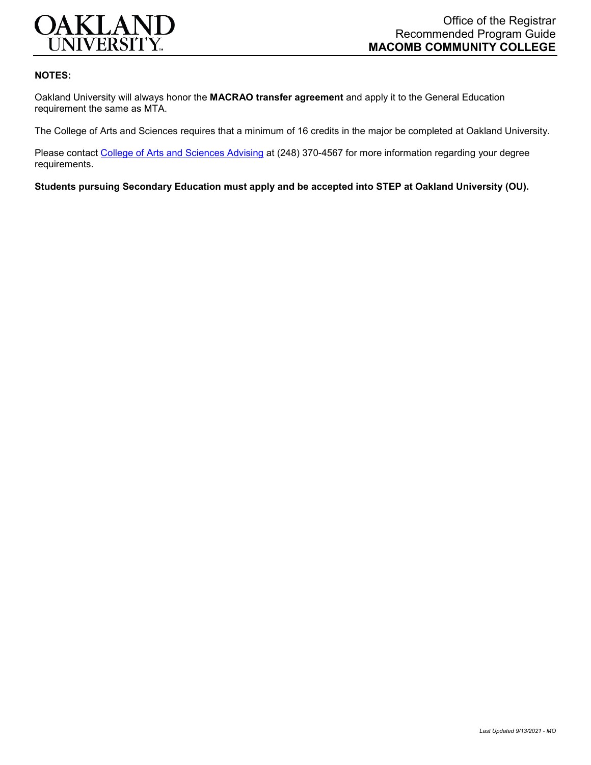**NOTES:**

Oakland University will always honor the **MACRAO transfer agreement** and apply it to the General Education requirement the same as MTA.

The College of Arts and Sciences requires that a minimum of 16 credits in the major be completed at Oakland University.

Please contact College of Arts and Sciences Advising at (248) 370-4567 for more information regarding your degree requirements.

**Students pursuing Secondary Education must apply and be accepted into STEP at Oakland University (OU).**

*Last Updated 9/13/2021 - MO*